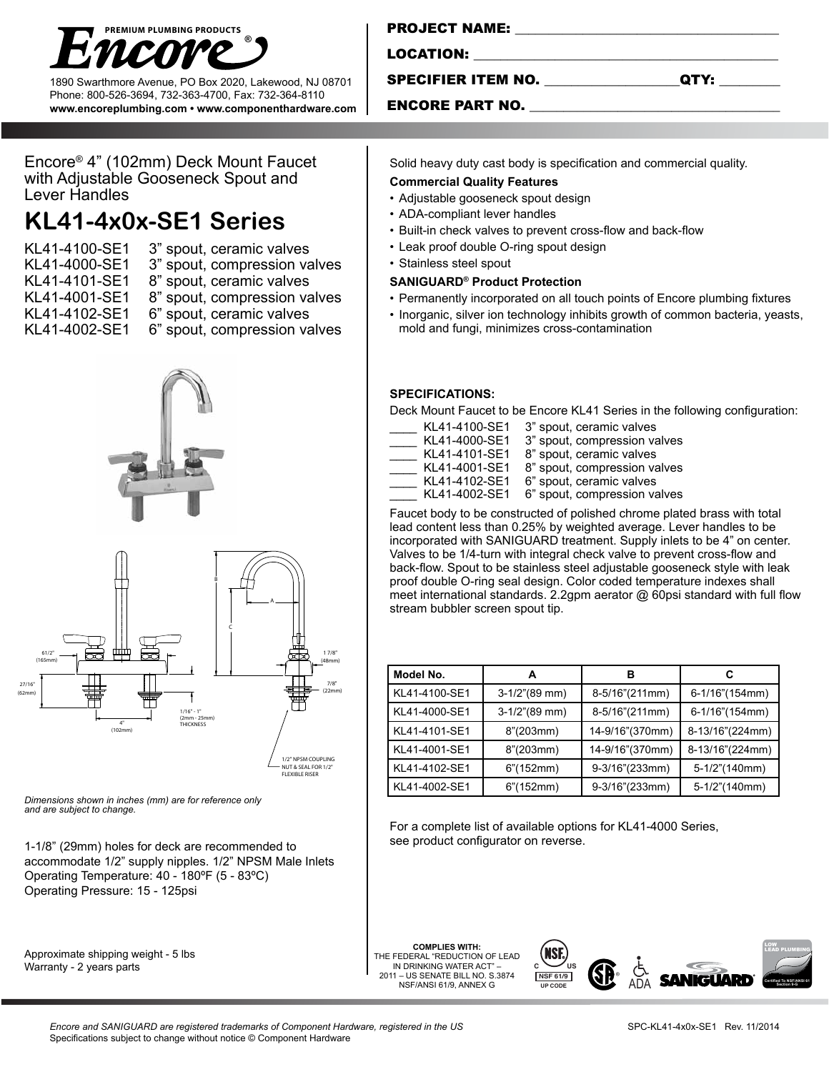**PREMIUM PLUMBING PRODUCTS**
**Encore®**

1890 Swarthmore Avenue, PO Box 2020, Lakewood, NJ 08701
Phone: 800-526-3694, 732-363-4700, Fax: 732-364-8110
**www.encoreplumbing.com • www.componenthardware.com**

**PROJECT NAME:** ______________________

**LOCATION:** ______________________

**SPECIFIER ITEM NO.** ______________ **QTY:** ________

**ENCORE PART NO.** ______________________

Encore® 4" (102mm) Deck Mount Faucet with Adjustable Gooseneck Spout and Lever Handles

# KL41-4x0x-SE1 Series

KL41-4100-SE1 3" spout, ceramic valves
KL41-4000-SE1 3" spout, compression valves
KL41-4101-SE1 8" spout, ceramic valves
KL41-4001-SE1 8" spout, compression valves
KL41-4102-SE1 6" spout, ceramic valves
KL41-4002-SE1 6" spout, compression valves

61/2" (165mm)
27/16" (62mm)
4" (102mm)
1/16" - 1" (2mm - 25mm) THICKNESS
A
B
C
1 7/8" (48mm)
7/8" (22mm)
1/2" NPSM COUPLING NUT & SEAL FOR 1/2" FLEXIBLE RISER

*Dimensions shown in inches (mm) are for reference only and are subject to change.*

1-1/8" (29mm) holes for deck are recommended to accommodate 1/2" supply nipples. 1/2" NPSM Male Inlets
Operating Temperature: 40 - 180ºF (5 - 83ºC)
Operating Pressure: 15 - 125psi

Approximate shipping weight - 5 lbs
Warranty - 2 years parts

Solid heavy duty cast body is specification and commercial quality.

**Commercial Quality Features**

- Adjustable gooseneck spout design
- ADA-compliant lever handles
- Built-in check valves to prevent cross-flow and back-flow
- Leak proof double O-ring spout design
- Stainless steel spout

**SANIGUARD® Product Protection**

- Permanently incorporated on all touch points of Encore plumbing fixtures
- Inorganic, silver ion technology inhibits growth of common bacteria, yeasts, mold and fungi, minimizes cross-contamination

**SPECIFICATIONS:**

Deck Mount Faucet to be Encore KL41 Series in the following configuration:

____ KL41-4100-SE1 3" spout, ceramic valves
____ KL41-4000-SE1 3" spout, compression valves
____ KL41-4101-SE1 8" spout, ceramic valves
____ KL41-4001-SE1 8" spout, compression valves
____ KL41-4102-SE1 6" spout, ceramic valves
____ KL41-4002-SE1 6" spout, compression valves

Faucet body to be constructed of polished chrome plated brass with total lead content less than 0.25% by weighted average. Lever handles to be incorporated with SANIGUARD treatment. Supply inlets to be 4" on center. Valves to be 1/4-turn with integral check valve to prevent cross-flow and back-flow. Spout to be stainless steel adjustable gooseneck style with leak proof double O-ring seal design. Color coded temperature indexes shall meet international standards. 2.2gpm aerator @ 60psi standard with full flow stream bubbler screen spout tip.

| Model No. | A | B | C |
|---|---|---|---|
| KL41-4100-SE1 | 3-1/2"(89 mm) | 8-5/16"(211mm) | 6-1/16"(154mm) |
| KL41-4000-SE1 | 3-1/2"(89 mm) | 8-5/16"(211mm) | 6-1/16"(154mm) |
| KL41-4101-SE1 | 8"(203mm) | 14-9/16"(370mm) | 8-13/16"(224mm) |
| KL41-4001-SE1 | 8"(203mm) | 14-9/16"(370mm) | 8-13/16"(224mm) |
| KL41-4102-SE1 | 6"(152mm) | 9-3/16"(233mm) | 5-1/2"(140mm) |
| KL41-4002-SE1 | 6"(152mm) | 9-3/16"(233mm) | 5-1/2"(140mm) |

For a complete list of available options for KL41-4000 Series, see product configurator on reverse.

**COMPLIES WITH:**
THE FEDERAL "REDUCTION OF LEAD IN DRINKING WATER ACT" – 2011 – US SENATE BILL NO. S.3874 NSF/ANSI 61/9, ANNEX G

NSF 61/9 UP CODE · CSA · ADA · SANIGUARD · LOW LEAD PLUMBING Certified To NSF/ANSI 61 Section 9-G

*Encore and SANIGUARD are registered trademarks of Component Hardware, registered in the US*
Specifications subject to change without notice © Component Hardware

SPC-KL41-4x0x-SE1 Rev. 11/2014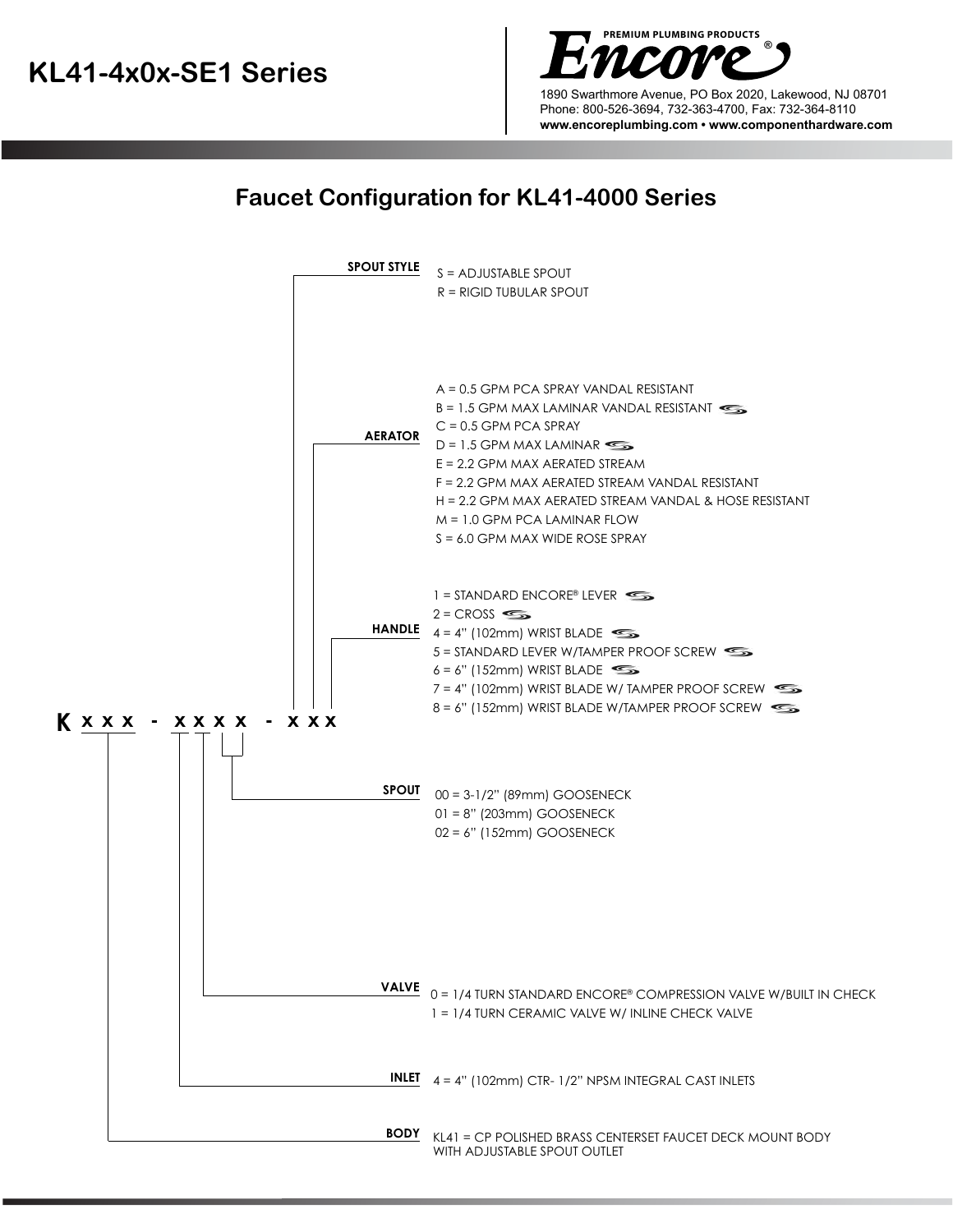# KL41-4x0x-SE1 Series

**PREMIUM PLUMBING PRODUCTS**
**Encore®**

1890 Swarthmore Avenue, PO Box 2020, Lakewood, NJ 08701
Phone: 800-526-3694, 732-363-4700, Fax: 732-364-8110
**www.encoreplumbing.com • www.componenthardware.com**

## Faucet Configuration for KL41-4000 Series

**K x x x - x x x x - x x x**

**SPOUT STYLE**
- S = ADJUSTABLE SPOUT
- R = RIGID TUBULAR SPOUT

**AERATOR**
- A = 0.5 GPM PCA SPRAY VANDAL RESISTANT
- B = 1.5 GPM MAX LAMINAR VANDAL RESISTANT
- C = 0.5 GPM PCA SPRAY
- D = 1.5 GPM MAX LAMINAR
- E = 2.2 GPM MAX AERATED STREAM
- F = 2.2 GPM MAX AERATED STREAM VANDAL RESISTANT
- H = 2.2 GPM MAX AERATED STREAM VANDAL & HOSE RESISTANT
- M = 1.0 GPM PCA LAMINAR FLOW
- S = 6.0 GPM MAX WIDE ROSE SPRAY

**HANDLE**
- 1 = STANDARD ENCORE® LEVER
- 2 = CROSS
- 4 = 4" (102mm) WRIST BLADE
- 5 = STANDARD LEVER W/TAMPER PROOF SCREW
- 6 = 6" (152mm) WRIST BLADE
- 7 = 4" (102mm) WRIST BLADE W/ TAMPER PROOF SCREW
- 8 = 6" (152mm) WRIST BLADE W/TAMPER PROOF SCREW

**SPOUT**
- 00 = 3-1/2" (89mm) GOOSENECK
- 01 = 8" (203mm) GOOSENECK
- 02 = 6" (152mm) GOOSENECK

**VALVE**
- 0 = 1/4 TURN STANDARD ENCORE® COMPRESSION VALVE W/BUILT IN CHECK
- 1 = 1/4 TURN CERAMIC VALVE W/ INLINE CHECK VALVE

**INLET**
- 4 = 4" (102mm) CTR- 1/2" NPSM INTEGRAL CAST INLETS

**BODY**
- KL41 = CP POLISHED BRASS CENTERSET FAUCET DECK MOUNT BODY WITH ADJUSTABLE SPOUT OUTLET